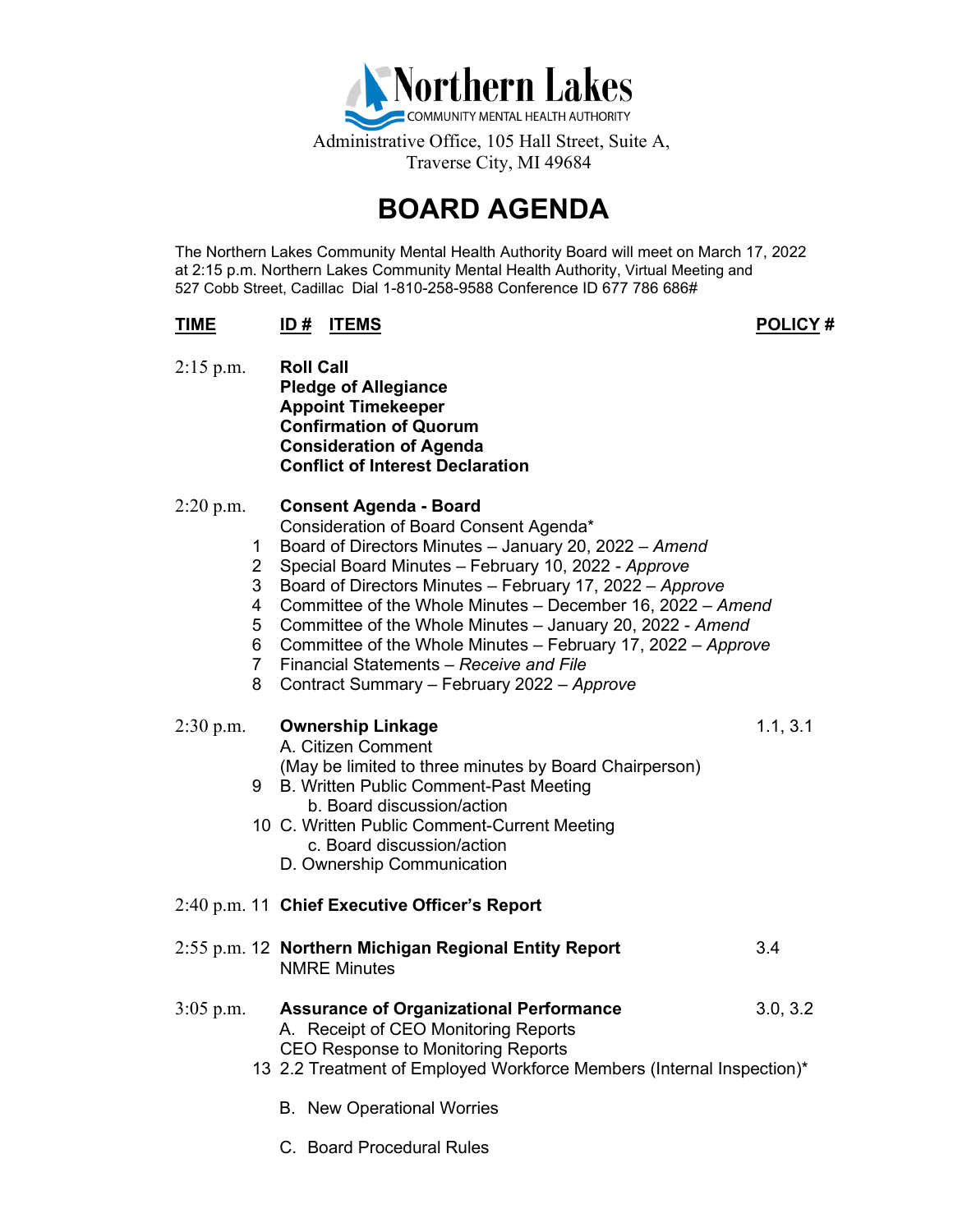**Northern Lakes**
COMMUNITY MENTAL HEALTH AUTHORITY

Administrative Office, 105 Hall Street, Suite A,
Traverse City, MI 49684

# BOARD AGENDA

The Northern Lakes Community Mental Health Authority Board will meet on March 17, 2022 at 2:15 p.m. Northern Lakes Community Mental Health Authority, Virtual Meeting and 527 Cobb Street, Cadillac Dial 1-810-258-9588 Conference ID 677 786 686#

| TIME | ID # | ITEMS | POLICY # |
|---|---|---|---|
| 2:15 p.m. | | **Roll Call** | |
| | | **Pledge of Allegiance** | |
| | | **Appoint Timekeeper** | |
| | | **Confirmation of Quorum** | |
| | | **Consideration of Agenda** | |
| | | **Conflict of Interest Declaration** | |
| 2:20 p.m. | | **Consent Agenda - Board** | |
| | | Consideration of Board Consent Agenda* | |
| | 1 | Board of Directors Minutes – January 20, 2022 – *Amend* | |
| | 2 | Special Board Minutes – February 10, 2022 - *Approve* | |
| | 3 | Board of Directors Minutes – February 17, 2022 – *Approve* | |
| | 4 | Committee of the Whole Minutes – December 16, 2022 – *Amend* | |
| | 5 | Committee of the Whole Minutes – January 20, 2022 - *Amend* | |
| | 6 | Committee of the Whole Minutes – February 17, 2022 – *Approve* | |
| | 7 | Financial Statements – *Receive and File* | |
| | 8 | Contract Summary – February 2022 – *Approve* | |
| 2:30 p.m. | | **Ownership Linkage** | 1.1, 3.1 |
| | | A. Citizen Comment | |
| | | (May be limited to three minutes by Board Chairperson) | |
| | 9 | B. Written Public Comment-Past Meeting | |
| | | b. Board discussion/action | |
| | 10 | C. Written Public Comment-Current Meeting | |
| | | c. Board discussion/action | |
| | | D. Ownership Communication | |
| 2:40 p.m. | 11 | **Chief Executive Officer's Report** | |
| 2:55 p.m. | 12 | **Northern Michigan Regional Entity Report** | 3.4 |
| | | NMRE Minutes | |
| 3:05 p.m. | | **Assurance of Organizational Performance** | 3.0, 3.2 |
| | | A. Receipt of CEO Monitoring Reports | |
| | | CEO Response to Monitoring Reports | |
| | 13 | 2.2 Treatment of Employed Workforce Members (Internal Inspection)* | |
| | | B. New Operational Worries | |
| | | C. Board Procedural Rules | |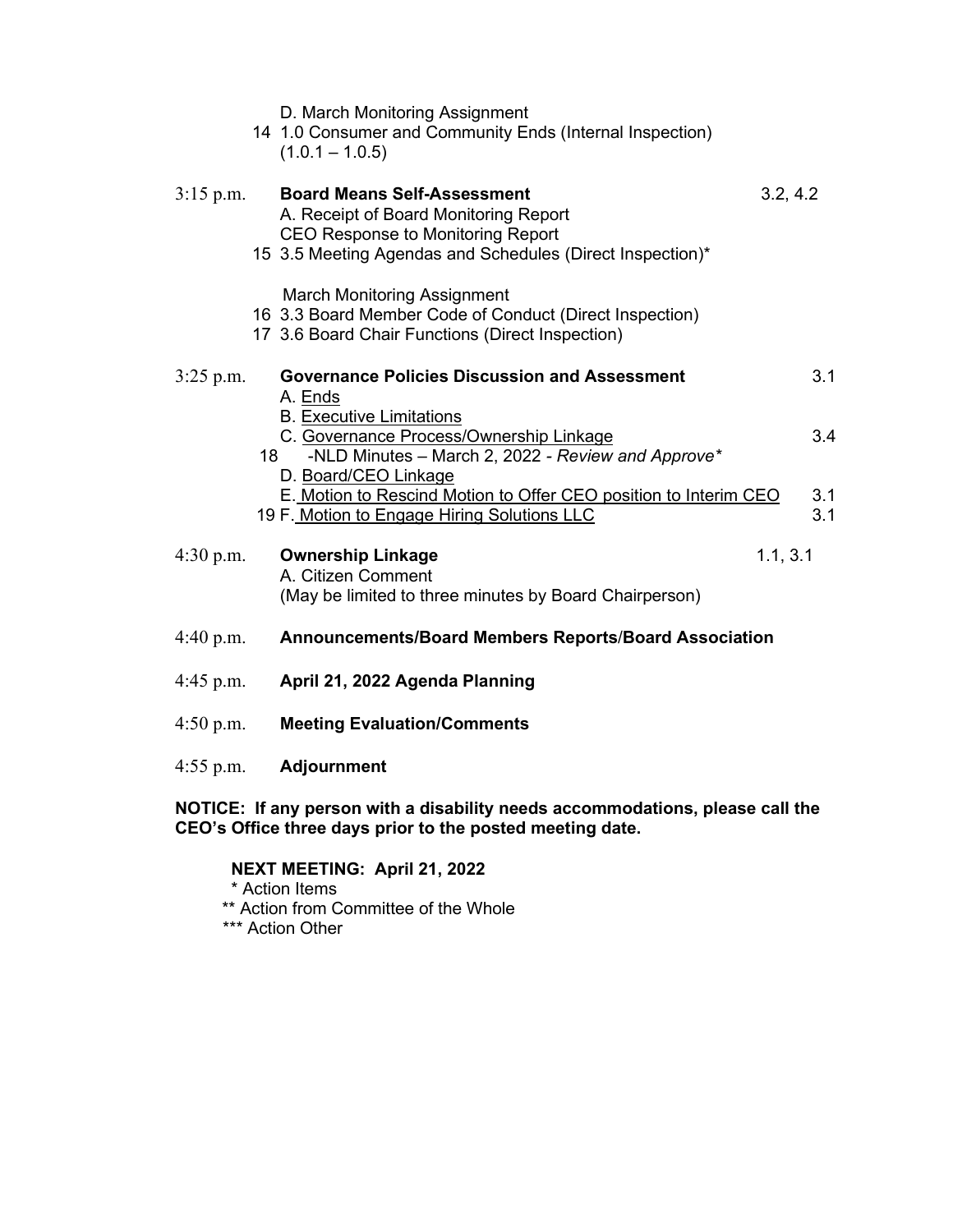D. March Monitoring Assignment

14 1.0 Consumer and Community Ends (Internal Inspection) (1.0.1 – 1.0.5)

| | | |
|---|---|---|
| 3:15 p.m. | **Board Means Self-Assessment** | 3.2, 4.2 |
| | A. Receipt of Board Monitoring Report | |
| | CEO Response to Monitoring Report | |
| | 15 3.5 Meeting Agendas and Schedules (Direct Inspection)* | |
| | March Monitoring Assignment | |
| | 16 3.3 Board Member Code of Conduct (Direct Inspection) | |
| | 17 3.6 Board Chair Functions (Direct Inspection) | |
| 3:25 p.m. | **Governance Policies Discussion and Assessment** | 3.1 |
| | A. Ends | |
| | B. Executive Limitations | |
| | C. Governance Process/Ownership Linkage | 3.4 |
| | 18 -NLD Minutes – March 2, 2022 - *Review and Approve** | |
| | D. Board/CEO Linkage | |
| | E. Motion to Rescind Motion to Offer CEO position to Interim CEO | 3.1 |
| | 19 F. Motion to Engage Hiring Solutions LLC | 3.1 |
| 4:30 p.m. | **Ownership Linkage** | 1.1, 3.1 |
| | A. Citizen Comment | |
| | (May be limited to three minutes by Board Chairperson) | |
| 4:40 p.m. | **Announcements/Board Members Reports/Board Association** | |
| 4:45 p.m. | **April 21, 2022 Agenda Planning** | |
| 4:50 p.m. | **Meeting Evaluation/Comments** | |
| 4:55 p.m. | **Adjournment** | |

**NOTICE: If any person with a disability needs accommodations, please call the CEO's Office three days prior to the posted meeting date.**

**NEXT MEETING: April 21, 2022**

\* Action Items

** Action from Committee of the Whole

*** Action Other